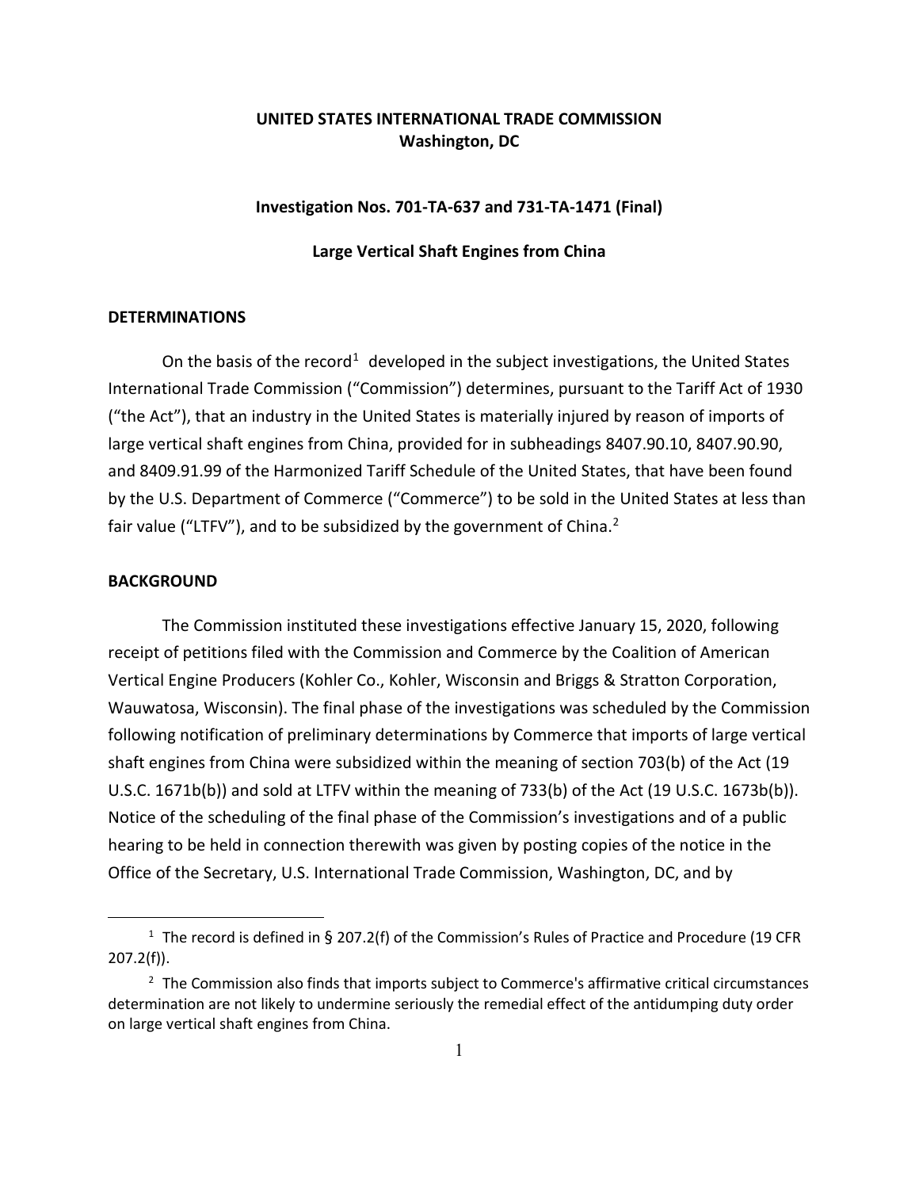**UNITED STATES INTERNATIONAL TRADE COMMISSION**
**Washington, DC**

**Investigation Nos. 701-TA-637 and 731-TA-1471 (Final)**

**Large Vertical Shaft Engines from China**

## DETERMINATIONS

On the basis of the record[1] developed in the subject investigations, the United States International Trade Commission ("Commission") determines, pursuant to the Tariff Act of 1930 ("the Act"), that an industry in the United States is materially injured by reason of imports of large vertical shaft engines from China, provided for in subheadings 8407.90.10, 8407.90.90, and 8409.91.99 of the Harmonized Tariff Schedule of the United States, that have been found by the U.S. Department of Commerce ("Commerce") to be sold in the United States at less than fair value ("LTFV"), and to be subsidized by the government of China.[2]

## BACKGROUND

The Commission instituted these investigations effective January 15, 2020, following receipt of petitions filed with the Commission and Commerce by the Coalition of American Vertical Engine Producers (Kohler Co., Kohler, Wisconsin and Briggs & Stratton Corporation, Wauwatosa, Wisconsin). The final phase of the investigations was scheduled by the Commission following notification of preliminary determinations by Commerce that imports of large vertical shaft engines from China were subsidized within the meaning of section 703(b) of the Act (19 U.S.C. 1671b(b)) and sold at LTFV within the meaning of 733(b) of the Act (19 U.S.C. 1673b(b)). Notice of the scheduling of the final phase of the Commission's investigations and of a public hearing to be held in connection therewith was given by posting copies of the notice in the Office of the Secretary, U.S. International Trade Commission, Washington, DC, and by

---

[1] The record is defined in § 207.2(f) of the Commission's Rules of Practice and Procedure (19 CFR 207.2(f)).

[2] The Commission also finds that imports subject to Commerce's affirmative critical circumstances determination are not likely to undermine seriously the remedial effect of the antidumping duty order on large vertical shaft engines from China.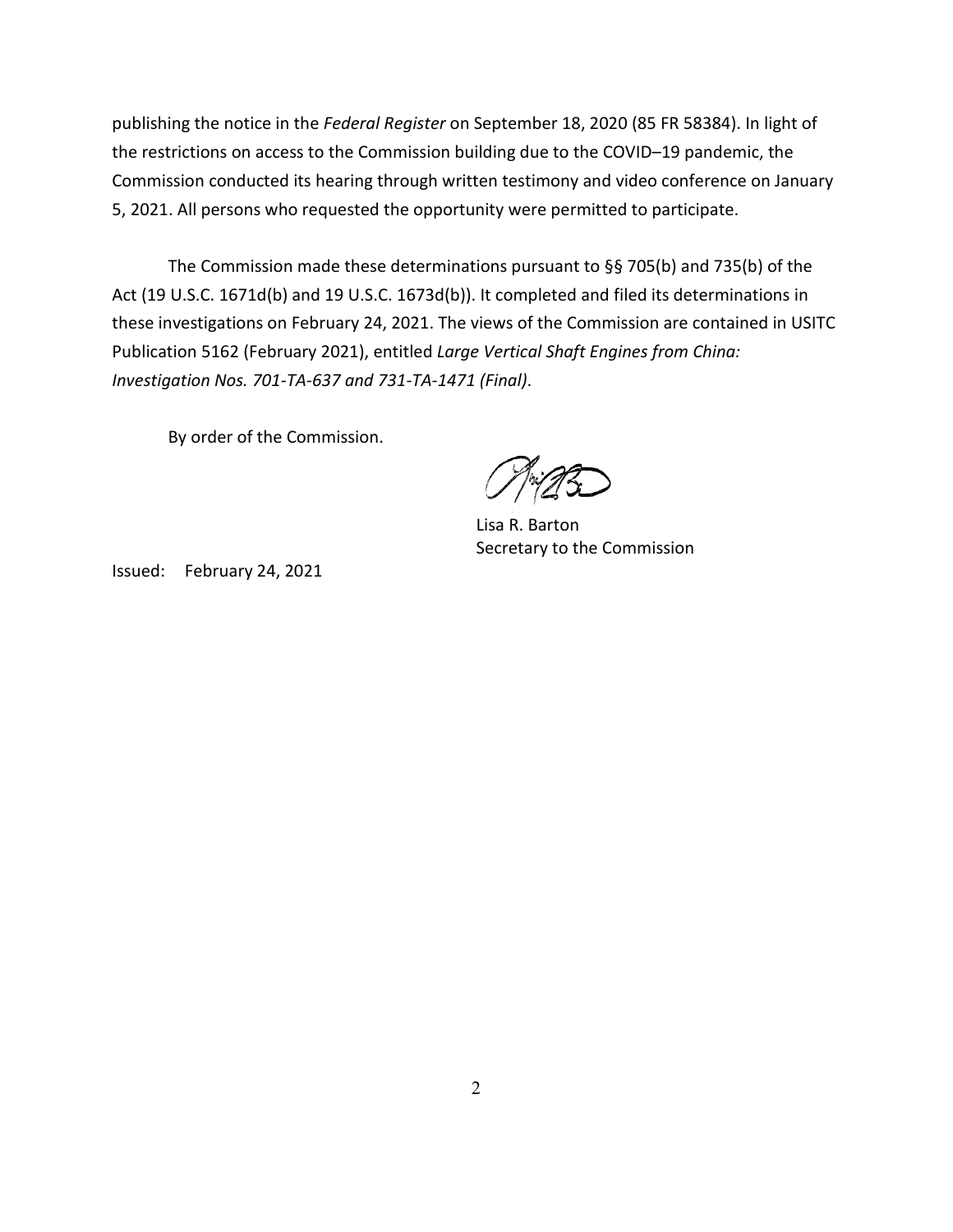publishing the notice in the *Federal Register* on September 18, 2020 (85 FR 58384). In light of the restrictions on access to the Commission building due to the COVID–19 pandemic, the Commission conducted its hearing through written testimony and video conference on January 5, 2021. All persons who requested the opportunity were permitted to participate.

The Commission made these determinations pursuant to §§ 705(b) and 735(b) of the Act (19 U.S.C. 1671d(b) and 19 U.S.C. 1673d(b)). It completed and filed its determinations in these investigations on February 24, 2021. The views of the Commission are contained in USITC Publication 5162 (February 2021), entitled *Large Vertical Shaft Engines from China: Investigation Nos. 701-TA-637 and 731-TA-1471 (Final)*.

By order of the Commission.

Lisa R. Barton
Secretary to the Commission

Issued: February 24, 2021